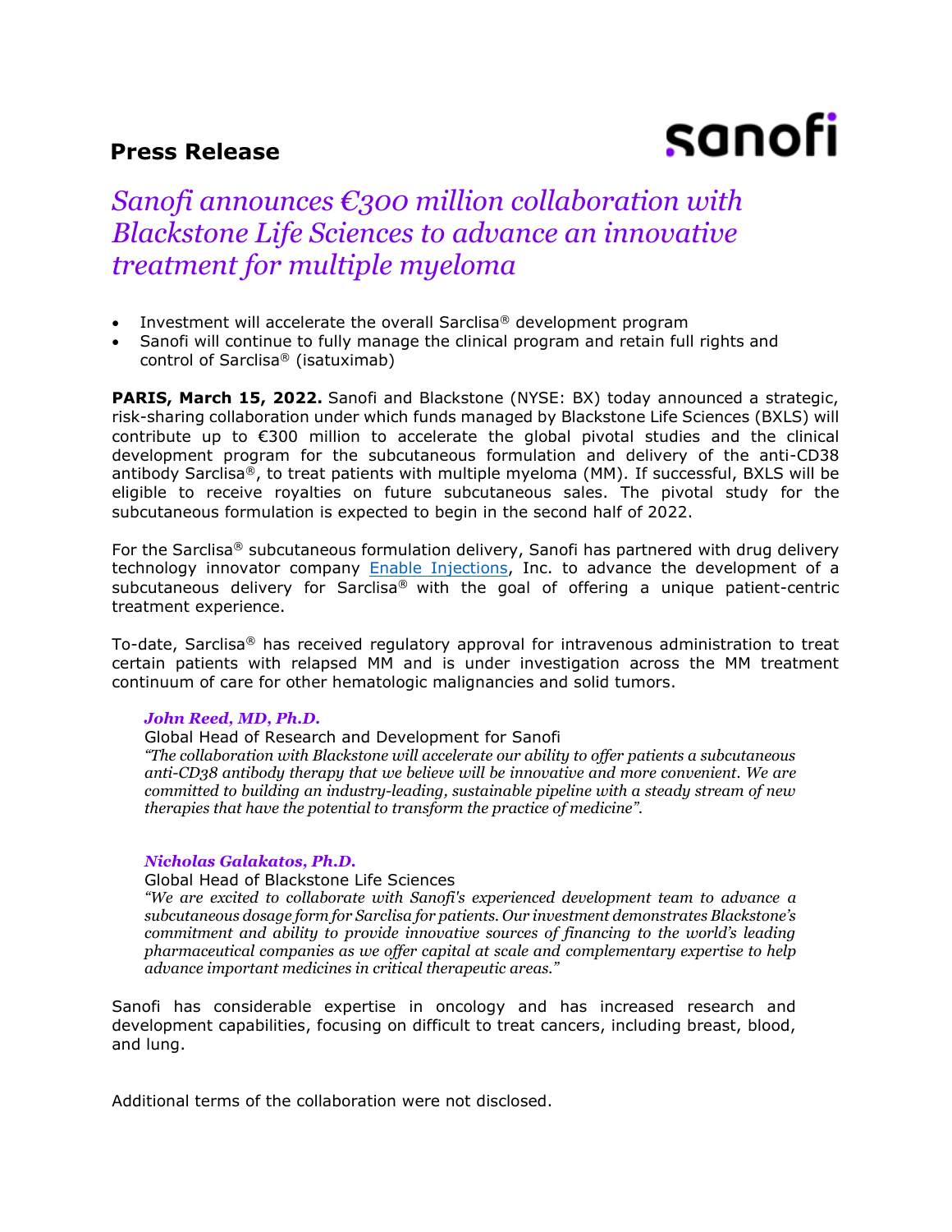**Press Release**

sanofi

# *Sanofi announces €300 million collaboration with Blackstone Life Sciences to advance an innovative treatment for multiple myeloma*

- Investment will accelerate the overall Sarclisa® development program
- Sanofi will continue to fully manage the clinical program and retain full rights and control of Sarclisa® (isatuximab)

**PARIS, March 15, 2022.** Sanofi and Blackstone (NYSE: BX) today announced a strategic, risk-sharing collaboration under which funds managed by Blackstone Life Sciences (BXLS) will contribute up to €300 million to accelerate the global pivotal studies and the clinical development program for the subcutaneous formulation and delivery of the anti-CD38 antibody Sarclisa®, to treat patients with multiple myeloma (MM). If successful, BXLS will be eligible to receive royalties on future subcutaneous sales. The pivotal study for the subcutaneous formulation is expected to begin in the second half of 2022.

For the Sarclisa® subcutaneous formulation delivery, Sanofi has partnered with drug delivery technology innovator company Enable Injections, Inc. to advance the development of a subcutaneous delivery for Sarclisa® with the goal of offering a unique patient-centric treatment experience.

To-date, Sarclisa® has received regulatory approval for intravenous administration to treat certain patients with relapsed MM and is under investigation across the MM treatment continuum of care for other hematologic malignancies and solid tumors.

***John Reed, MD, Ph.D.***
Global Head of Research and Development for Sanofi
*"The collaboration with Blackstone will accelerate our ability to offer patients a subcutaneous anti-CD38 antibody therapy that we believe will be innovative and more convenient. We are committed to building an industry-leading, sustainable pipeline with a steady stream of new therapies that have the potential to transform the practice of medicine".*

***Nicholas Galakatos, Ph.D.***
Global Head of Blackstone Life Sciences
*"We are excited to collaborate with Sanofi's experienced development team to advance a subcutaneous dosage form for Sarclisa for patients. Our investment demonstrates Blackstone's commitment and ability to provide innovative sources of financing to the world's leading pharmaceutical companies as we offer capital at scale and complementary expertise to help advance important medicines in critical therapeutic areas."*

Sanofi has considerable expertise in oncology and has increased research and development capabilities, focusing on difficult to treat cancers, including breast, blood, and lung.

Additional terms of the collaboration were not disclosed.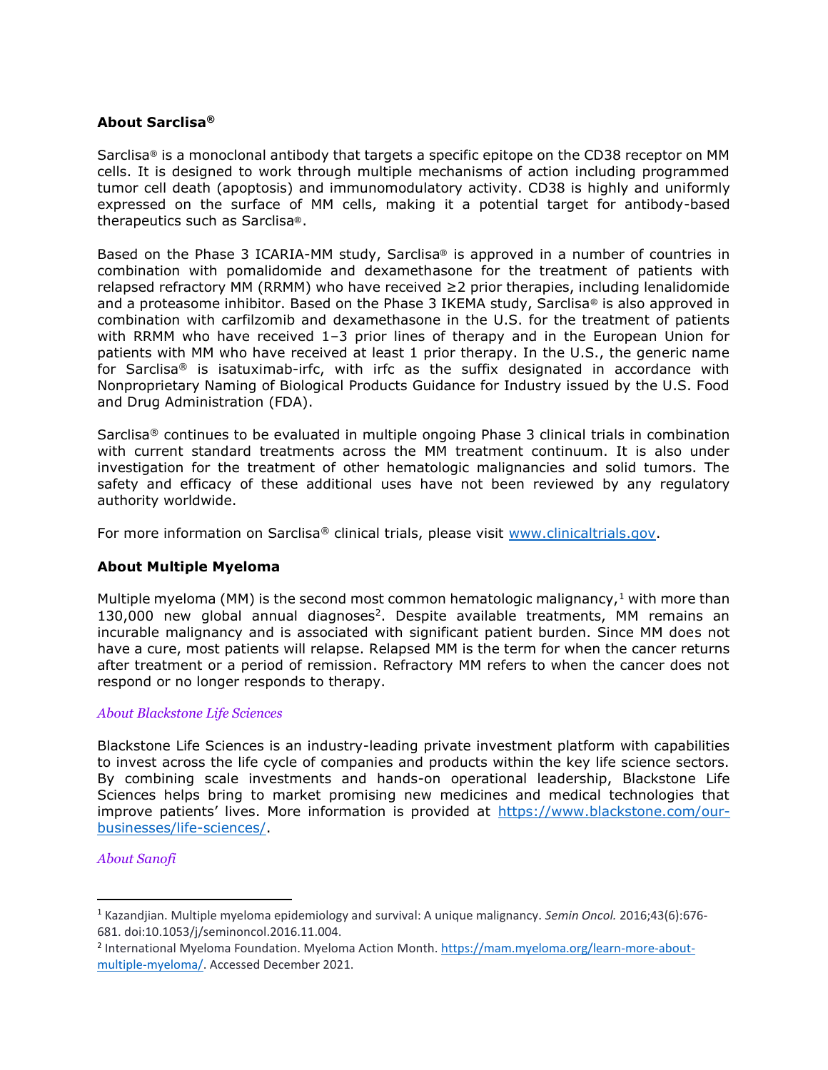**About Sarclisa®**

Sarclisa® is a monoclonal antibody that targets a specific epitope on the CD38 receptor on MM cells. It is designed to work through multiple mechanisms of action including programmed tumor cell death (apoptosis) and immunomodulatory activity. CD38 is highly and uniformly expressed on the surface of MM cells, making it a potential target for antibody-based therapeutics such as Sarclisa®.

Based on the Phase 3 ICARIA-MM study, Sarclisa® is approved in a number of countries in combination with pomalidomide and dexamethasone for the treatment of patients with relapsed refractory MM (RRMM) who have received ≥2 prior therapies, including lenalidomide and a proteasome inhibitor. Based on the Phase 3 IKEMA study, Sarclisa® is also approved in combination with carfilzomib and dexamethasone in the U.S. for the treatment of patients with RRMM who have received 1–3 prior lines of therapy and in the European Union for patients with MM who have received at least 1 prior therapy. In the U.S., the generic name for Sarclisa® is isatuximab-irfc, with irfc as the suffix designated in accordance with Nonproprietary Naming of Biological Products Guidance for Industry issued by the U.S. Food and Drug Administration (FDA).

Sarclisa® continues to be evaluated in multiple ongoing Phase 3 clinical trials in combination with current standard treatments across the MM treatment continuum. It is also under investigation for the treatment of other hematologic malignancies and solid tumors. The safety and efficacy of these additional uses have not been reviewed by any regulatory authority worldwide.

For more information on Sarclisa® clinical trials, please visit [www.clinicaltrials.gov](http://www.clinicaltrials.gov).

**About Multiple Myeloma**

Multiple myeloma (MM) is the second most common hematologic malignancy,[1] with more than 130,000 new global annual diagnoses[2]. Despite available treatments, MM remains an incurable malignancy and is associated with significant patient burden. Since MM does not have a cure, most patients will relapse. Relapsed MM is the term for when the cancer returns after treatment or a period of remission. Refractory MM refers to when the cancer does not respond or no longer responds to therapy.

*About Blackstone Life Sciences*

Blackstone Life Sciences is an industry-leading private investment platform with capabilities to invest across the life cycle of companies and products within the key life science sectors. By combining scale investments and hands-on operational leadership, Blackstone Life Sciences helps bring to market promising new medicines and medical technologies that improve patients' lives. More information is provided at [https://www.blackstone.com/our-businesses/life-sciences/](https://www.blackstone.com/our-businesses/life-sciences/).

*About Sanofi*

---

[1] Kazandjian. Multiple myeloma epidemiology and survival: A unique malignancy. *Semin Oncol.* 2016;43(6):676-681. doi:10.1053/j/seminoncol.2016.11.004.

[2] International Myeloma Foundation. Myeloma Action Month. [https://mam.myeloma.org/learn-more-about-multiple-myeloma/](https://mam.myeloma.org/learn-more-about-multiple-myeloma/). Accessed December 2021.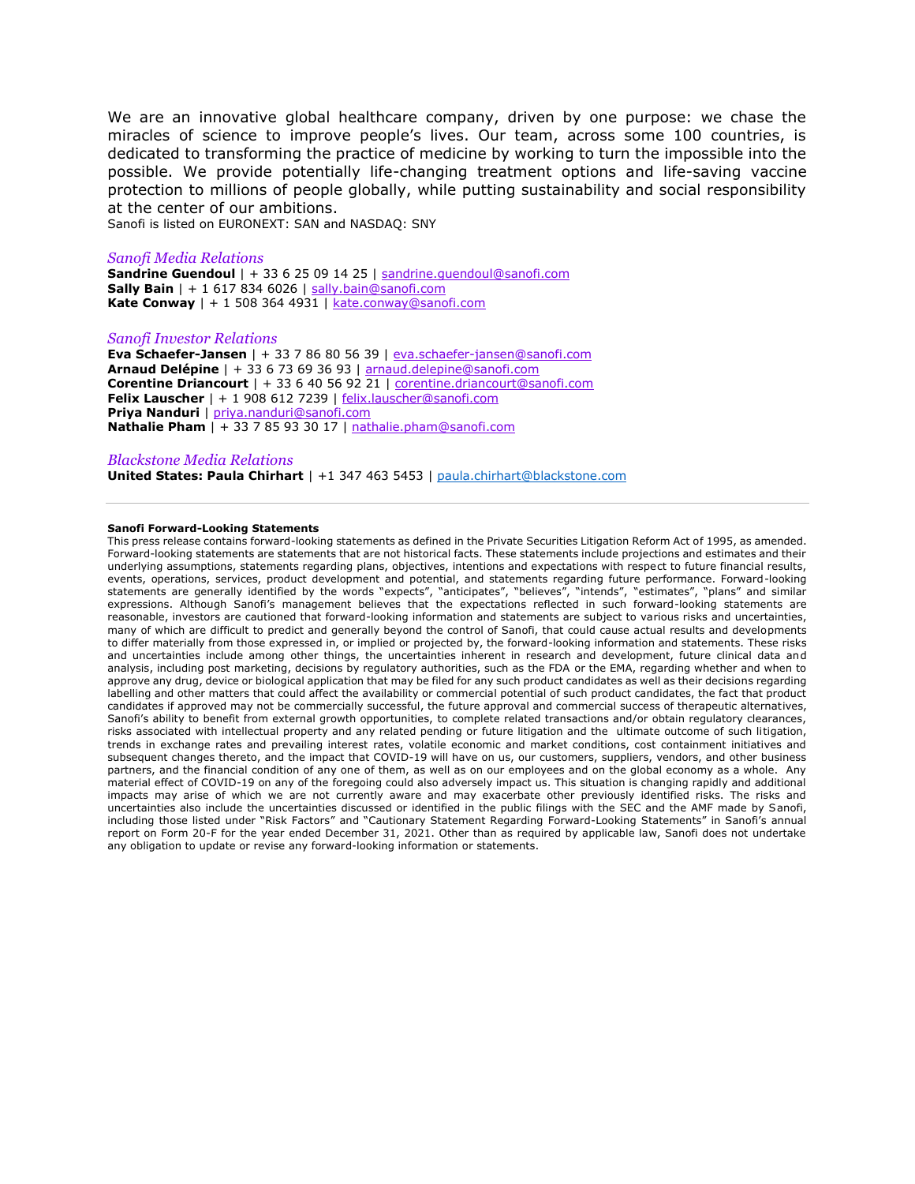We are an innovative global healthcare company, driven by one purpose: we chase the miracles of science to improve people's lives. Our team, across some 100 countries, is dedicated to transforming the practice of medicine by working to turn the impossible into the possible. We provide potentially life-changing treatment options and life-saving vaccine protection to millions of people globally, while putting sustainability and social responsibility at the center of our ambitions.

Sanofi is listed on EURONEXT: SAN and NASDAQ: SNY

*Sanofi Media Relations*

**Sandrine Guendoul** | + 33 6 25 09 14 25 | sandrine.guendoul@sanofi.com
**Sally Bain** | + 1 617 834 6026 | sally.bain@sanofi.com
**Kate Conway** | + 1 508 364 4931 | kate.conway@sanofi.com

*Sanofi Investor Relations*

**Eva Schaefer-Jansen** | + 33 7 86 80 56 39 | eva.schaefer-jansen@sanofi.com
**Arnaud Delépine** | + 33 6 73 69 36 93 | arnaud.delepine@sanofi.com
**Corentine Driancourt** | + 33 6 40 56 92 21 | corentine.driancourt@sanofi.com
**Felix Lauscher** | + 1 908 612 7239 | felix.lauscher@sanofi.com
**Priya Nanduri** | priya.nanduri@sanofi.com
**Nathalie Pham** | + 33 7 85 93 30 17 | nathalie.pham@sanofi.com

*Blackstone Media Relations*

**United States: Paula Chirhart** | +1 347 463 5453 | paula.chirhart@blackstone.com

---

**Sanofi Forward-Looking Statements**

This press release contains forward-looking statements as defined in the Private Securities Litigation Reform Act of 1995, as amended. Forward-looking statements are statements that are not historical facts. These statements include projections and estimates and their underlying assumptions, statements regarding plans, objectives, intentions and expectations with respect to future financial results, events, operations, services, product development and potential, and statements regarding future performance. Forward-looking statements are generally identified by the words "expects", "anticipates", "believes", "intends", "estimates", "plans" and similar expressions. Although Sanofi's management believes that the expectations reflected in such forward-looking statements are reasonable, investors are cautioned that forward-looking information and statements are subject to various risks and uncertainties, many of which are difficult to predict and generally beyond the control of Sanofi, that could cause actual results and developments to differ materially from those expressed in, or implied or projected by, the forward-looking information and statements. These risks and uncertainties include among other things, the uncertainties inherent in research and development, future clinical data and analysis, including post marketing, decisions by regulatory authorities, such as the FDA or the EMA, regarding whether and when to approve any drug, device or biological application that may be filed for any such product candidates as well as their decisions regarding labelling and other matters that could affect the availability or commercial potential of such product candidates, the fact that product candidates if approved may not be commercially successful, the future approval and commercial success of therapeutic alternatives, Sanofi's ability to benefit from external growth opportunities, to complete related transactions and/or obtain regulatory clearances, risks associated with intellectual property and any related pending or future litigation and the ultimate outcome of such litigation, trends in exchange rates and prevailing interest rates, volatile economic and market conditions, cost containment initiatives and subsequent changes thereto, and the impact that COVID-19 will have on us, our customers, suppliers, vendors, and other business partners, and the financial condition of any one of them, as well as on our employees and on the global economy as a whole. Any material effect of COVID-19 on any of the foregoing could also adversely impact us. This situation is changing rapidly and additional impacts may arise of which we are not currently aware and may exacerbate other previously identified risks. The risks and uncertainties also include the uncertainties discussed or identified in the public filings with the SEC and the AMF made by Sanofi, including those listed under "Risk Factors" and "Cautionary Statement Regarding Forward-Looking Statements" in Sanofi's annual report on Form 20-F for the year ended December 31, 2021. Other than as required by applicable law, Sanofi does not undertake any obligation to update or revise any forward-looking information or statements.